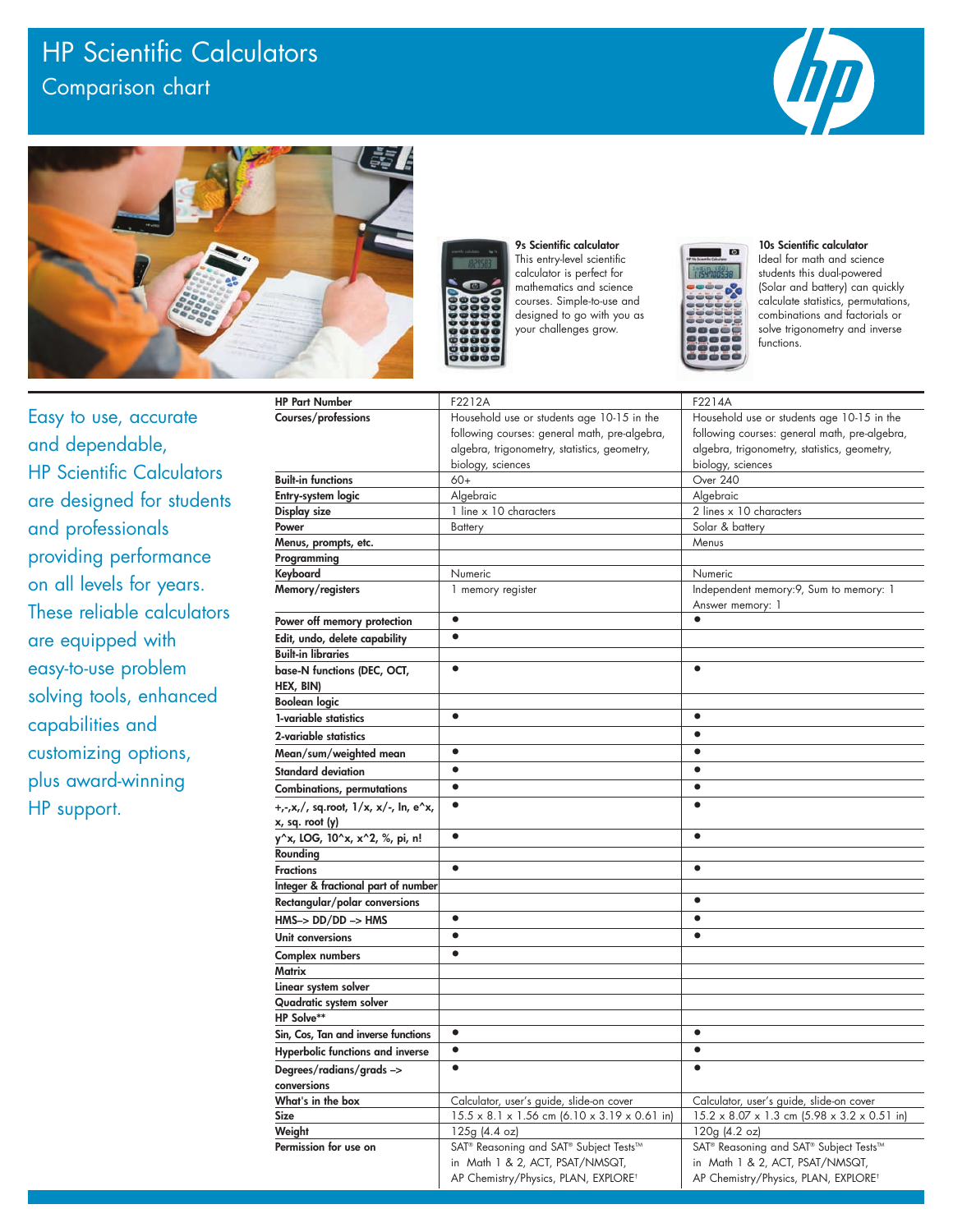# HP Scientific Calculators

## Comparison chart

**9s Scientific calculator**
This entry-level scientific calculator is perfect for mathematics and science courses. Simple-to-use and designed to go with you as your challenges grow.

**10s Scientific calculator**
Ideal for math and science students this dual-powered (Solar and battery) can quickly calculate statistics, permutations, combinations and factorials or solve trigonometry and inverse functions.

Easy to use, accurate and dependable, HP Scientific Calculators are designed for students and professionals providing performance on all levels for years. These reliable calculators are equipped with easy-to-use problem solving tools, enhanced capabilities and customizing options, plus award-winning HP support.

| | 9s Scientific calculator | 10s Scientific calculator |
|---|---|---|
| **HP Part Number** | F2212A | F2214A |
| **Courses/professions** | Household use or students age 10-15 in the following courses: general math, pre-algebra, algebra, trigonometry, statistics, geometry, biology, sciences | Household use or students age 10-15 in the following courses: general math, pre-algebra, algebra, trigonometry, statistics, geometry, biology, sciences |
| **Built-in functions** | 60+ | Over 240 |
| **Entry-system logic** | Algebraic | Algebraic |
| **Display size** | 1 line x 10 characters | 2 lines x 10 characters |
| **Power** | Battery | Solar & battery |
| **Menus, prompts, etc.** | | Menus |
| **Programming** | | |
| **Keyboard** | Numeric | Numeric |
| **Memory/registers** | 1 memory register | Independent memory:9, Sum to memory: 1 Answer memory: 1 |
| **Power off memory protection** | ● | ● |
| **Edit, undo, delete capability** | ● | |
| **Built-in libraries** | | |
| **base-N functions (DEC, OCT, HEX, BIN)** | ● | ● |
| **Boolean logic** | | |
| **1-variable statistics** | ● | ● |
| **2-variable statistics** | | ● |
| **Mean/sum/weighted mean** | ● | ● |
| **Standard deviation** | ● | ● |
| **Combinations, permutations** | ● | ● |
| **+,-,x,/, sq.root, 1/x, x/-, ln, e^x, x, sq. root (y)** | ● | ● |
| **y^x, LOG, 10^x, x^2, %, pi, n!** | ● | ● |
| **Rounding** | | |
| **Fractions** | ● | ● |
| **Integer & fractional part of number** | | |
| **Rectangular/polar conversions** | | ● |
| **HMS–> DD/DD –> HMS** | ● | ● |
| **Unit conversions** | ● | ● |
| **Complex numbers** | ● | |
| **Matrix** | | |
| **Linear system solver** | | |
| **Quadratic system solver** | | |
| **HP Solve\*\*** | | |
| **Sin, Cos, Tan and inverse functions** | ● | ● |
| **Hyperbolic functions and inverse** | ● | ● |
| **Degrees/radians/grads –> conversions** | ● | ● |
| **What's in the box** | Calculator, user's guide, slide-on cover | Calculator, user's guide, slide-on cover |
| **Size** | 15.5 x 8.1 x 1.56 cm (6.10 x 3.19 x 0.61 in) | 15.2 x 8.07 x 1.3 cm (5.98 x 3.2 x 0.51 in) |
| **Weight** | 125g (4.4 oz) | 120g (4.2 oz) |
| **Permission for use on** | SAT® Reasoning and SAT® Subject Tests™ in Math 1 & 2, ACT, PSAT/NMSQT, AP Chemistry/Physics, PLAN, EXPLORE† | SAT® Reasoning and SAT® Subject Tests™ in Math 1 & 2, ACT, PSAT/NMSQT, AP Chemistry/Physics, PLAN, EXPLORE† |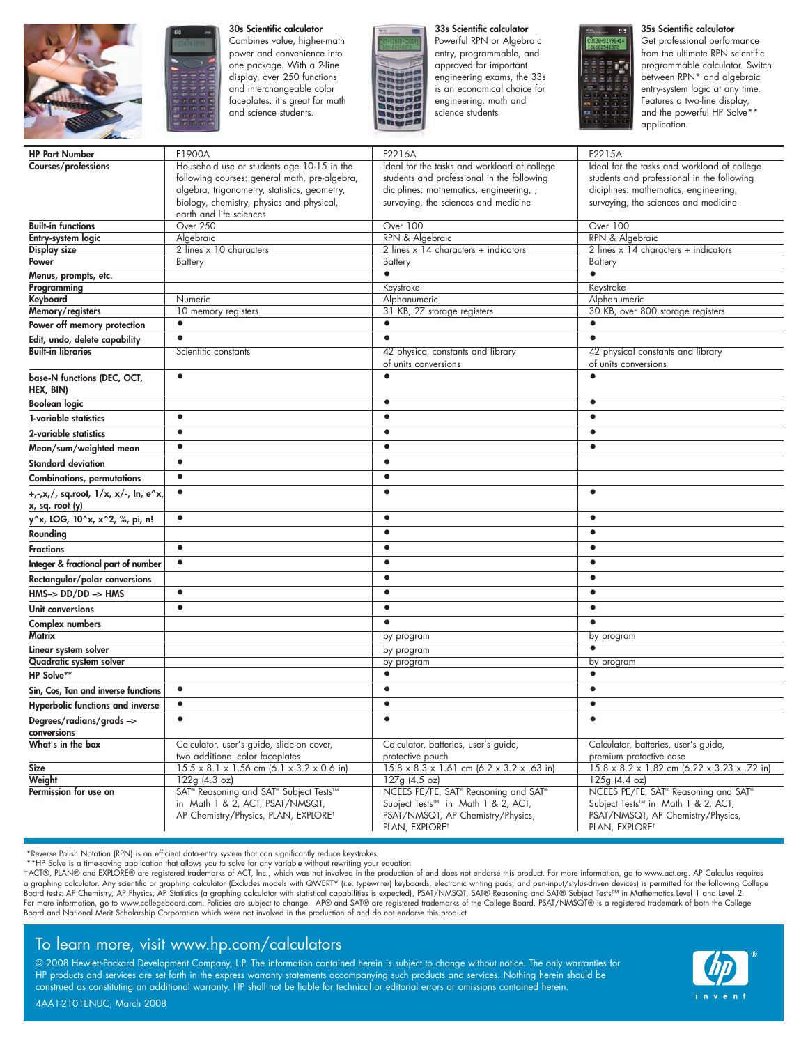### 30s Scientific calculator

Combines value, higher-math power and convenience into one package. With a 2-line display, over 250 functions and interchangeable color faceplates, it's great for math and science students.

### 33s Scientific calculator

Powerful RPN or Algebraic entry, programmable, and approved for important engineering exams, the 33s is an economical choice for engineering, math and science students

### 35s Scientific calculator

Get professional performance from the ultimate RPN scientific programmable calculator. Switch between RPN* and algebraic entry-system logic at any time. Features a two-line display, and the powerful HP Solve** application.

| | 30s Scientific calculator | 33s Scientific calculator | 35s Scientific calculator |
|---|---|---|---|
| **HP Part Number** | F1900A | F2216A | F2215A |
| **Courses/professions** | Household use or students age 10-15 in the following courses: general math, pre-algebra, algebra, trigonometry, statistics, geometry, biology, chemistry, physics and physical, earth and life sciences | Ideal for the tasks and workload of college students and professional in the following diciplines: mathematics, engineering, , surveying, the sciences and medicine | Ideal for the tasks and workload of college students and professional in the following diciplines: mathematics, engineering, surveying, the sciences and medicine |
| **Built-in functions** | Over 250 | Over 100 | Over 100 |
| **Entry-system logic** | Algebraic | RPN & Algebraic | RPN & Algebraic |
| **Display size** | 2 lines x 10 characters | 2 lines x 14 characters + indicators | 2 lines x 14 characters + indicators |
| **Power** | Battery | Battery | Battery |
| **Menus, prompts, etc.** | | ● | ● |
| **Programming** | | Keystroke | Keystroke |
| **Keyboard** | Numeric | Alphanumeric | Alphanumeric |
| **Memory/registers** | 10 memory registers | 31 KB, 27 storage registers | 30 KB, over 800 storage registers |
| **Power off memory protection** | ● | ● | ● |
| **Edit, undo, delete capability** | ● | ● | ● |
| **Built-in libraries** | Scientific constants | 42 physical constants and library of units conversions | 42 physical constants and library of units conversions |
| **base-N functions (DEC, OCT, HEX, BIN)** | ● | ● | ● |
| **Boolean logic** | | ● | ● |
| **1-variable statistics** | ● | ● | ● |
| **2-variable statistics** | ● | ● | ● |
| **Mean/sum/weighted mean** | ● | ● | ● |
| **Standard deviation** | ● | ● | |
| **Combinations, permutations** | ● | ● | |
| **+,-,x,/, sq.root, 1/x, x/-, ln, e^x, x, sq. root (y)** | ● | ● | ● |
| **y^x, LOG, 10^x, x^2, %, pi, n!** | ● | ● | ● |
| **Rounding** | | ● | ● |
| **Fractions** | ● | ● | ● |
| **Integer & fractional part of number** | ● | ● | ● |
| **Rectangular/polar conversions** | | ● | ● |
| **HMS–> DD/DD –> HMS** | ● | ● | ● |
| **Unit conversions** | ● | ● | ● |
| **Complex numbers** | | ● | ● |
| **Matrix** | | by program | by program |
| **Linear system solver** | | by program | ● |
| **Quadratic system solver** | | by program | by program |
| **HP Solve**** | | ● | ● |
| **Sin, Cos, Tan and inverse functions** | ● | ● | ● |
| **Hyperbolic functions and inverse** | ● | ● | ● |
| **Degrees/radians/grads –> conversions** | ● | ● | ● |
| **What's in the box** | Calculator, user's guide, slide-on cover, two additional color faceplates | Calculator, batteries, user's guide, protective pouch | Calculator, batteries, user's guide, premium protective case |
| **Size** | 15.5 x 8.1 x 1.56 cm (6.1 x 3.2 x 0.6 in) | 15.8 x 8.3 x 1.61 cm (6.2 x 3.2 x .63 in) | 15.8 x 8.2 x 1.82 cm (6.22 x 3.23 x .72 in) |
| **Weight** | 122g (4.3 oz) | 127g (4.5 oz) | 125g (4.4 oz) |
| **Permission for use on** | SAT® Reasoning and SAT® Subject Tests™ in Math 1 & 2, ACT, PSAT/NMSQT, AP Chemistry/Physics, PLAN, EXPLORE† | NCEES PE/FE, SAT® Reasoning and SAT® Subject Tests™ in Math 1 & 2, ACT, PSAT/NMSQT, AP Chemistry/Physics, PLAN, EXPLORE† | NCEES PE/FE, SAT® Reasoning and SAT® Subject Tests™ in Math 1 & 2, ACT, PSAT/NMSQT, AP Chemistry/Physics, PLAN, EXPLORE† |

*Reverse Polish Notation (RPN) is an efficient data-entry system that can significantly reduce keystrokes.

**HP Solve is a time-saving application that allows you to solve for any variable without rewriting your equation.

†ACT®, PLAN® and EXPLORE® are registered trademarks of ACT, Inc., which was not involved in the production of and does not endorse this product. For more information, go to www.act.org. AP Calculus requires a graphing calculator. Any scientific or graphing calculator (Excludes models with QWERTY (i.e. typewriter) keyboards, electronic writing pads, and pen-input/stylus-driven devices) is permitted for the following College Board tests: AP Chemistry, AP Physics, AP Statistics (a graphing calculator with statistical capabilities is expected), PSAT/NMSQT, SAT® Reasoning and SAT® Subject Tests™ in Mathematics Level 1 and Level 2. For more information, go to www.collegeboard.com. Policies are subject to change. AP® and SAT® are registered trademarks of the College Board. PSAT/NMSQT® is a registered trademark of both the College Board and National Merit Scholarship Corporation which were not involved in the production of and do not endorse this product.

## To learn more, visit www.hp.com/calculators

© 2008 Hewlett-Packard Development Company, L.P. The information contained herein is subject to change without notice. The only warranties for HP products and services are set forth in the express warranty statements accompanying such products and services. Nothing herein should be construed as constituting an additional warranty. HP shall not be liable for technical or editorial errors or omissions contained herein.

4AA1-2101ENUC, March 2008

invent